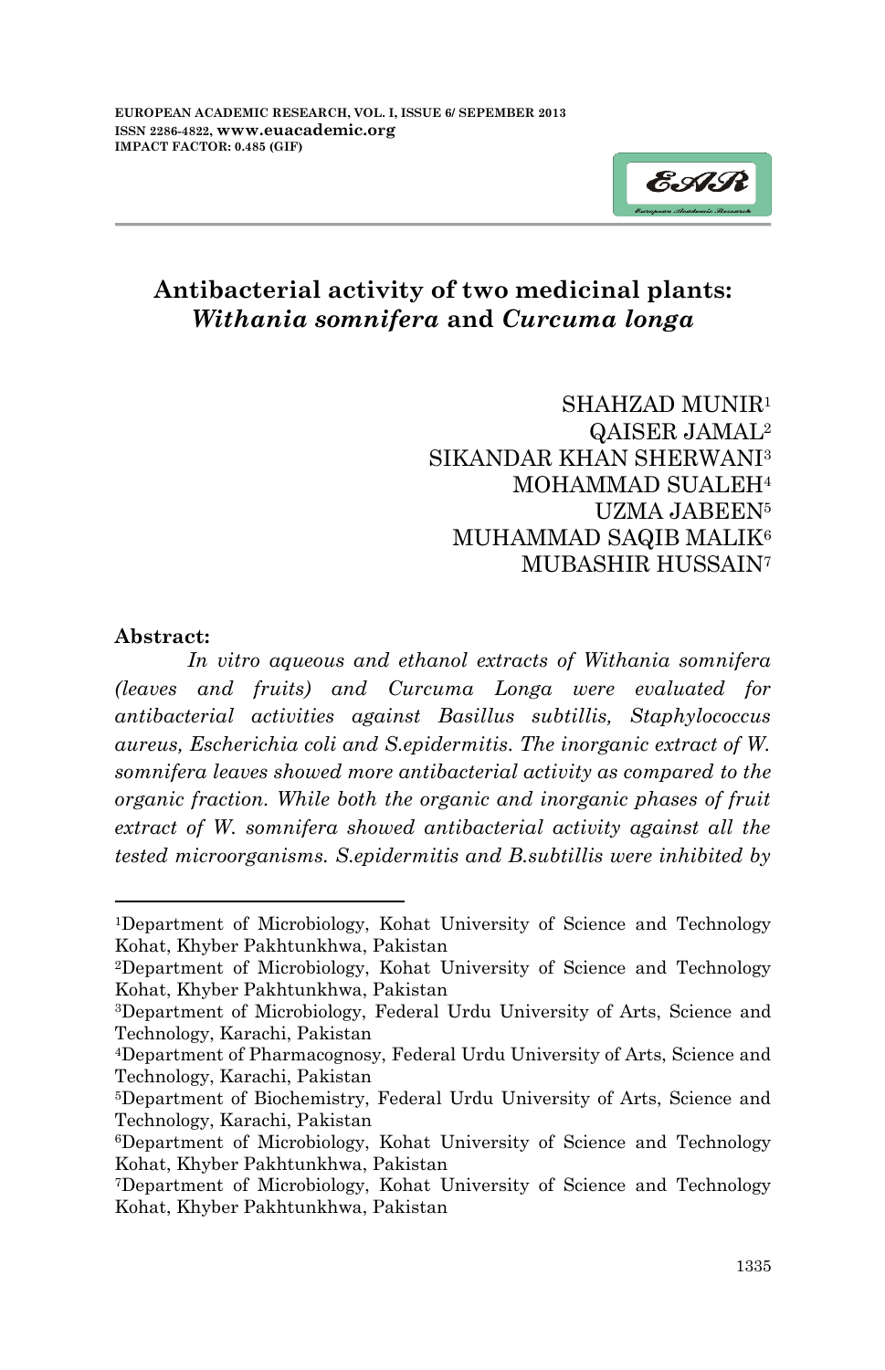# Antibacterial activity of two medicinal plants: *Withania somnifera* and *Curcuma longa*

SHAHZAD MUNIR[1]
QAISER JAMAL[2]
SIKANDAR KHAN SHERWANI[3]
MOHAMMAD SUALEH[4]
UZMA JABEEN[5]
MUHAMMAD SAQIB MALIK[6]
MUBASHIR HUSSAIN[7]

## Abstract:

*In vitro aqueous and ethanol extracts of Withania somnifera (leaves and fruits) and Curcuma Longa were evaluated for antibacterial activities against Basillus subtillis, Staphylococcus aureus, Escherichia coli and S.epidermitis. The inorganic extract of W. somnifera leaves showed more antibacterial activity as compared to the organic fraction. While both the organic and inorganic phases of fruit extract of W. somnifera showed antibacterial activity against all the tested microorganisms. S.epidermitis and B.subtillis were inhibited by*

---

[1]Department of Microbiology, Kohat University of Science and Technology Kohat, Khyber Pakhtunkhwa, Pakistan
[2]Department of Microbiology, Kohat University of Science and Technology Kohat, Khyber Pakhtunkhwa, Pakistan
[3]Department of Microbiology, Federal Urdu University of Arts, Science and Technology, Karachi, Pakistan
[4]Department of Pharmacognosy, Federal Urdu University of Arts, Science and Technology, Karachi, Pakistan
[5]Department of Biochemistry, Federal Urdu University of Arts, Science and Technology, Karachi, Pakistan
[6]Department of Microbiology, Kohat University of Science and Technology Kohat, Khyber Pakhtunkhwa, Pakistan
[7]Department of Microbiology, Kohat University of Science and Technology Kohat, Khyber Pakhtunkhwa, Pakistan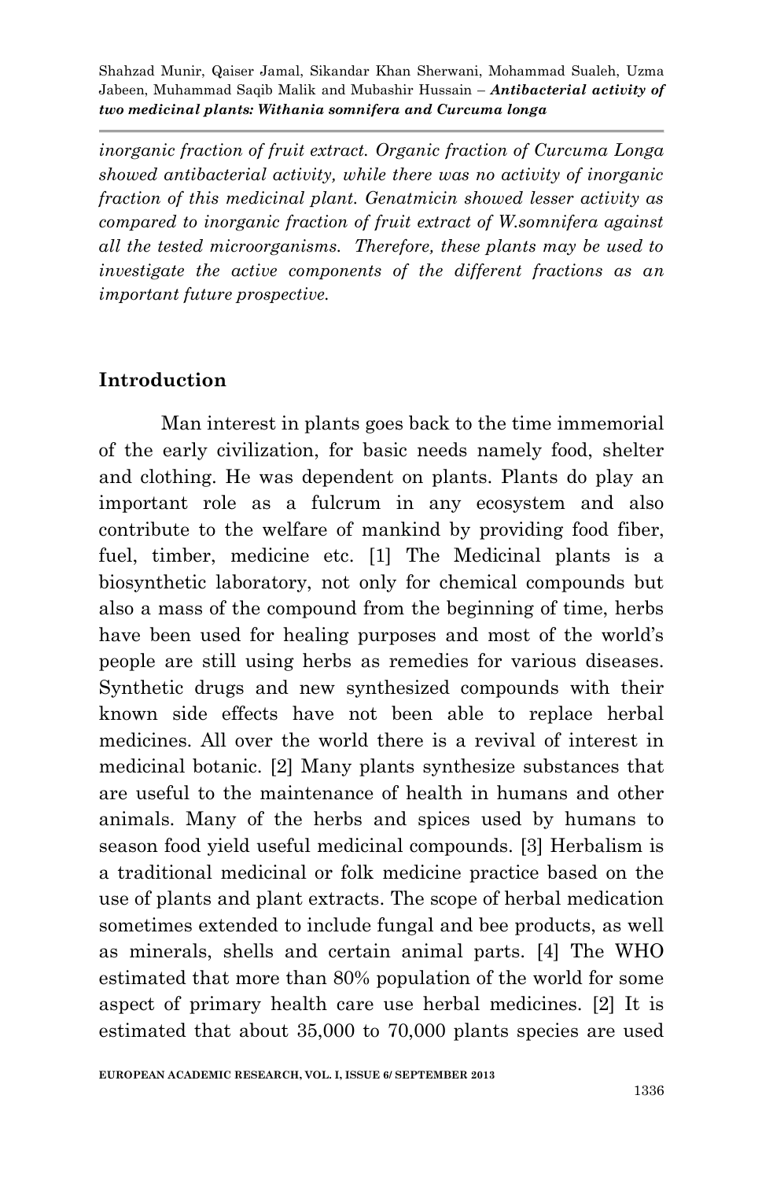*inorganic fraction of fruit extract. Organic fraction of Curcuma Longa showed antibacterial activity, while there was no activity of inorganic fraction of this medicinal plant. Genatmicin showed lesser activity as compared to inorganic fraction of fruit extract of W.somnifera against all the tested microorganisms. Therefore, these plants may be used to investigate the active components of the different fractions as an important future prospective.*

## Introduction

Man interest in plants goes back to the time immemorial of the early civilization, for basic needs namely food, shelter and clothing. He was dependent on plants. Plants do play an important role as a fulcrum in any ecosystem and also contribute to the welfare of mankind by providing food fiber, fuel, timber, medicine etc. [1] The Medicinal plants is a biosynthetic laboratory, not only for chemical compounds but also a mass of the compound from the beginning of time, herbs have been used for healing purposes and most of the world's people are still using herbs as remedies for various diseases. Synthetic drugs and new synthesized compounds with their known side effects have not been able to replace herbal medicines. All over the world there is a revival of interest in medicinal botanic. [2] Many plants synthesize substances that are useful to the maintenance of health in humans and other animals. Many of the herbs and spices used by humans to season food yield useful medicinal compounds. [3] Herbalism is a traditional medicinal or folk medicine practice based on the use of plants and plant extracts. The scope of herbal medication sometimes extended to include fungal and bee products, as well as minerals, shells and certain animal parts. [4] The WHO estimated that more than 80% population of the world for some aspect of primary health care use herbal medicines. [2] It is estimated that about 35,000 to 70,000 plants species are used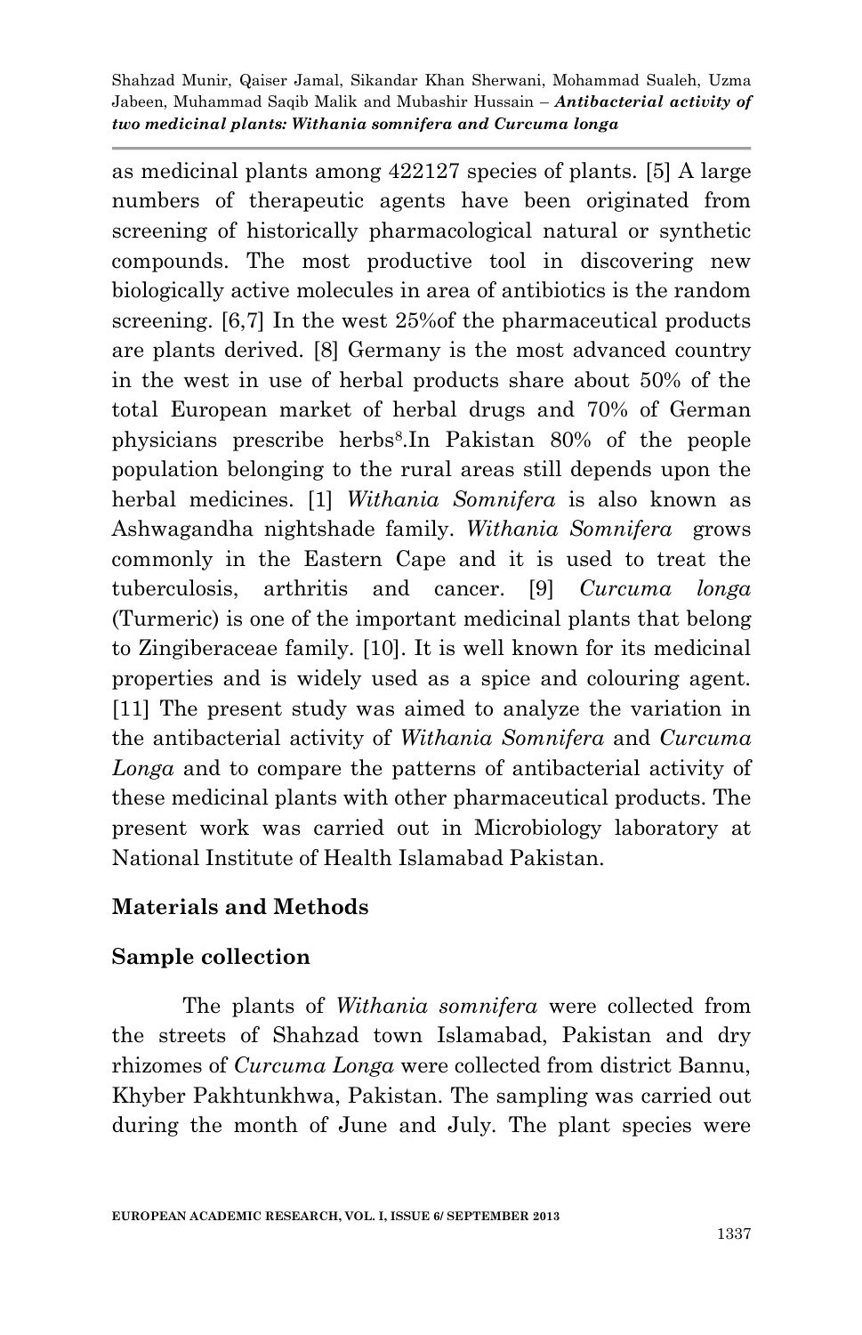as medicinal plants among 422127 species of plants. [5] A large numbers of therapeutic agents have been originated from screening of historically pharmacological natural or synthetic compounds. The most productive tool in discovering new biologically active molecules in area of antibiotics is the random screening. [6,7] In the west 25%of the pharmaceutical products are plants derived. [8] Germany is the most advanced country in the west in use of herbal products share about 50% of the total European market of herbal drugs and 70% of German physicians prescribe herbs[8].In Pakistan 80% of the people population belonging to the rural areas still depends upon the herbal medicines. [1] *Withania Somnifera* is also known as Ashwagandha nightshade family. *Withania Somnifera* grows commonly in the Eastern Cape and it is used to treat the tuberculosis, arthritis and cancer. [9] *Curcuma longa* (Turmeric) is one of the important medicinal plants that belong to Zingiberaceae family. [10]. It is well known for its medicinal properties and is widely used as a spice and colouring agent. [11] The present study was aimed to analyze the variation in the antibacterial activity of *Withania Somnifera* and *Curcuma Longa* and to compare the patterns of antibacterial activity of these medicinal plants with other pharmaceutical products. The present work was carried out in Microbiology laboratory at National Institute of Health Islamabad Pakistan.

## Materials and Methods

### Sample collection

The plants of *Withania somnifera* were collected from the streets of Shahzad town Islamabad, Pakistan and dry rhizomes of *Curcuma Longa* were collected from district Bannu, Khyber Pakhtunkhwa, Pakistan. The sampling was carried out during the month of June and July. The plant species were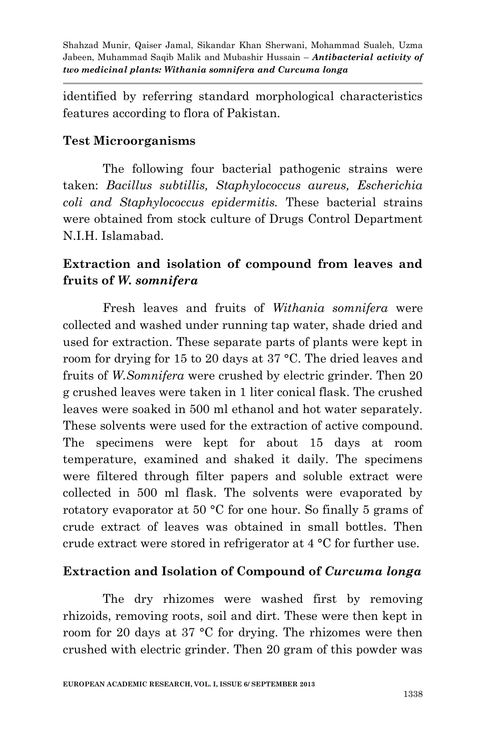identified by referring standard morphological characteristics features according to flora of Pakistan.

### Test Microorganisms

The following four bacterial pathogenic strains were taken: *Bacillus subtillis, Staphylococcus aureus, Escherichia coli and Staphylococcus epidermitis.* These bacterial strains were obtained from stock culture of Drugs Control Department N.I.H. Islamabad.

### Extraction and isolation of compound from leaves and fruits of *W. somnifera*

Fresh leaves and fruits of *Withania somnifera* were collected and washed under running tap water, shade dried and used for extraction. These separate parts of plants were kept in room for drying for 15 to 20 days at 37 °C. The dried leaves and fruits of *W.Somnifera* were crushed by electric grinder. Then 20 g crushed leaves were taken in 1 liter conical flask. The crushed leaves were soaked in 500 ml ethanol and hot water separately. These solvents were used for the extraction of active compound. The specimens were kept for about 15 days at room temperature, examined and shaked it daily. The specimens were filtered through filter papers and soluble extract were collected in 500 ml flask. The solvents were evaporated by rotatory evaporator at 50 °C for one hour. So finally 5 grams of crude extract of leaves was obtained in small bottles. Then crude extract were stored in refrigerator at 4 °C for further use.

### Extraction and Isolation of Compound of *Curcuma longa*

The dry rhizomes were washed first by removing rhizoids, removing roots, soil and dirt. These were then kept in room for 20 days at 37 °C for drying. The rhizomes were then crushed with electric grinder. Then 20 gram of this powder was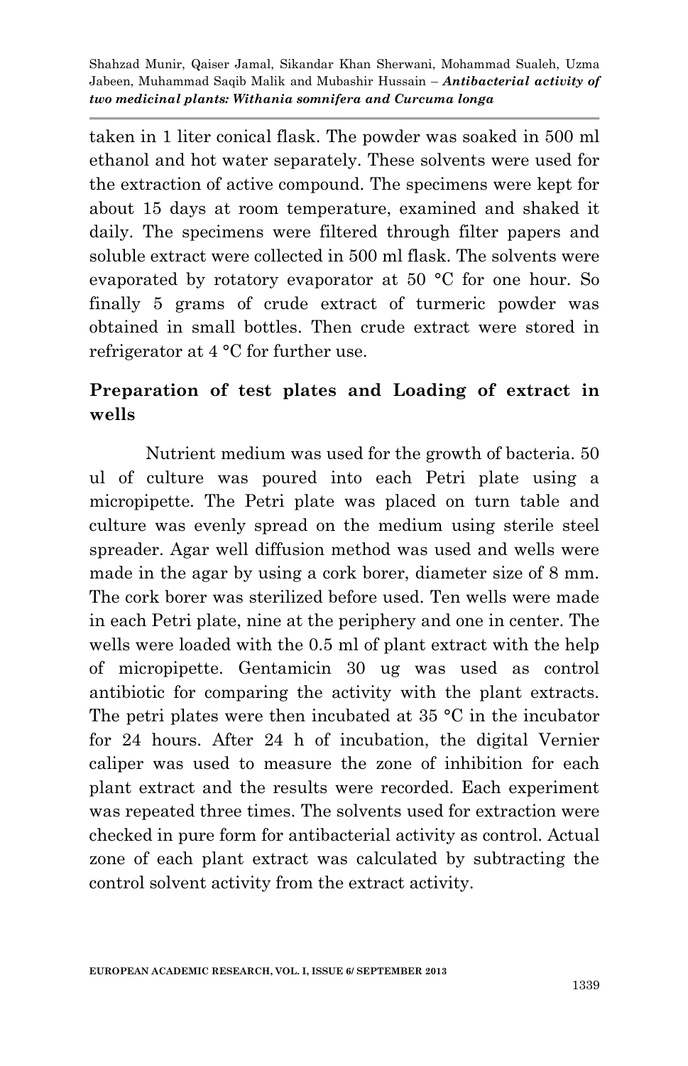taken in 1 liter conical flask. The powder was soaked in 500 ml ethanol and hot water separately. These solvents were used for the extraction of active compound. The specimens were kept for about 15 days at room temperature, examined and shaked it daily. The specimens were filtered through filter papers and soluble extract were collected in 500 ml flask. The solvents were evaporated by rotatory evaporator at 50 °C for one hour. So finally 5 grams of crude extract of turmeric powder was obtained in small bottles. Then crude extract were stored in refrigerator at 4 °C for further use.

## Preparation of test plates and Loading of extract in wells

Nutrient medium was used for the growth of bacteria. 50 ul of culture was poured into each Petri plate using a micropipette. The Petri plate was placed on turn table and culture was evenly spread on the medium using sterile steel spreader. Agar well diffusion method was used and wells were made in the agar by using a cork borer, diameter size of 8 mm. The cork borer was sterilized before used. Ten wells were made in each Petri plate, nine at the periphery and one in center. The wells were loaded with the 0.5 ml of plant extract with the help of micropipette. Gentamicin 30 ug was used as control antibiotic for comparing the activity with the plant extracts. The petri plates were then incubated at 35 °C in the incubator for 24 hours. After 24 h of incubation, the digital Vernier caliper was used to measure the zone of inhibition for each plant extract and the results were recorded. Each experiment was repeated three times. The solvents used for extraction were checked in pure form for antibacterial activity as control. Actual zone of each plant extract was calculated by subtracting the control solvent activity from the extract activity.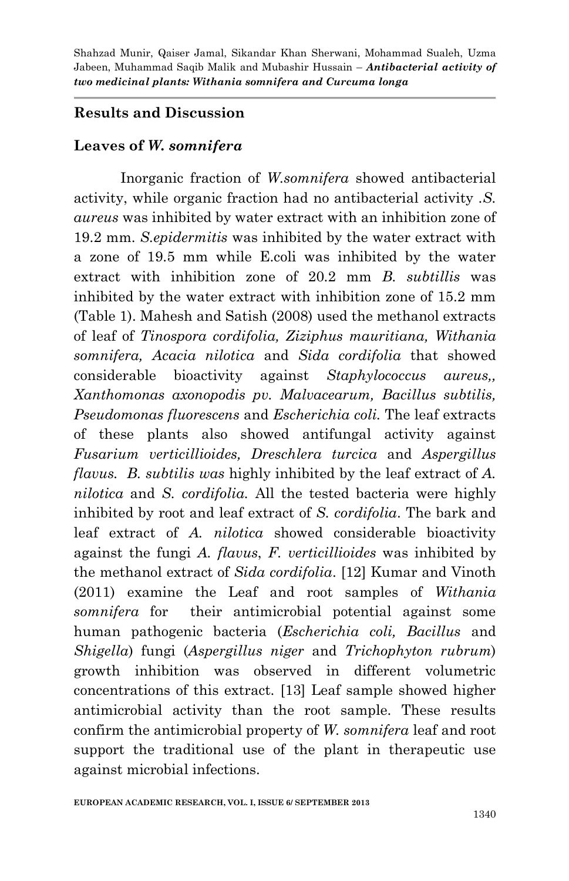## Results and Discussion

### Leaves of *W. somnifera*

Inorganic fraction of *W.somnifera* showed antibacterial activity, while organic fraction had no antibacterial activity .*S. aureus* was inhibited by water extract with an inhibition zone of 19.2 mm. *S.epidermitis* was inhibited by the water extract with a zone of 19.5 mm while E.coli was inhibited by the water extract with inhibition zone of 20.2 mm *B. subtillis* was inhibited by the water extract with inhibition zone of 15.2 mm (Table 1). Mahesh and Satish (2008) used the methanol extracts of leaf of *Tinospora cordifolia, Ziziphus mauritiana, Withania somnifera, Acacia nilotica* and *Sida cordifolia* that showed considerable bioactivity against *Staphylococcus aureus,, Xanthomonas axonopodis pv. Malvacearum, Bacillus subtilis, Pseudomonas fluorescens* and *Escherichia coli.* The leaf extracts of these plants also showed antifungal activity against *Fusarium verticillioides, Dreschlera turcica* and *Aspergillus flavus. B. subtilis was* highly inhibited by the leaf extract of *A. nilotica* and *S. cordifolia.* All the tested bacteria were highly inhibited by root and leaf extract of *S. cordifolia*. The bark and leaf extract of *A. nilotica* showed considerable bioactivity against the fungi *A. flavus*, *F. verticillioides* was inhibited by the methanol extract of *Sida cordifolia*. [12] Kumar and Vinoth (2011) examine the Leaf and root samples of *Withania somnifera* for their antimicrobial potential against some human pathogenic bacteria (*Escherichia coli, Bacillus* and *Shigella*) fungi (*Aspergillus niger* and *Trichophyton rubrum*) growth inhibition was observed in different volumetric concentrations of this extract. [13] Leaf sample showed higher antimicrobial activity than the root sample. These results confirm the antimicrobial property of *W. somnifera* leaf and root support the traditional use of the plant in therapeutic use against microbial infections.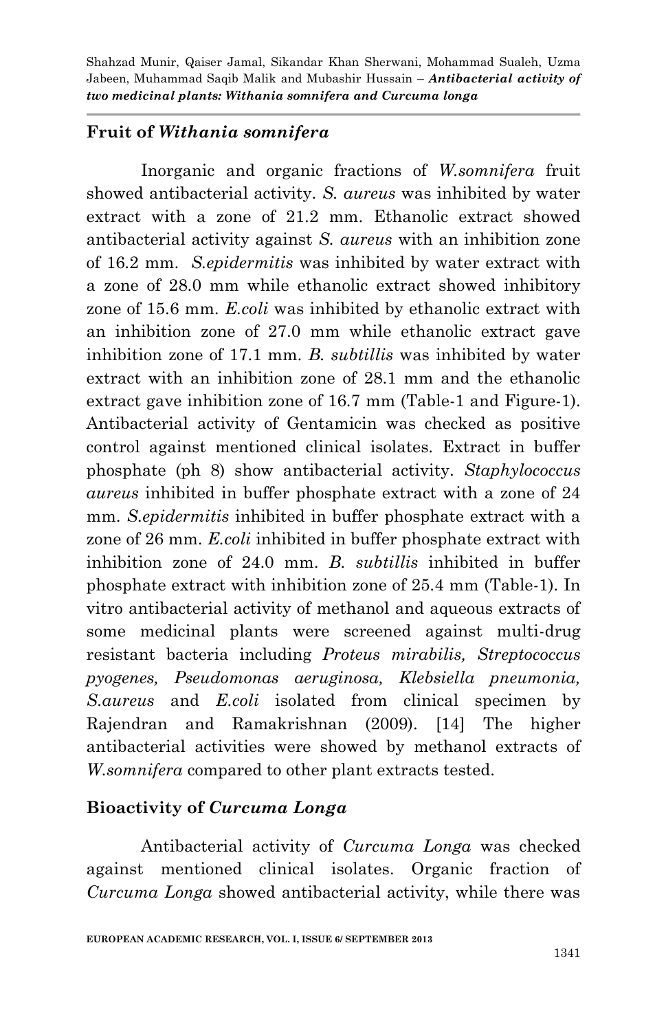## Fruit of *Withania somnifera*

Inorganic and organic fractions of *W.somnifera* fruit showed antibacterial activity. *S. aureus* was inhibited by water extract with a zone of 21.2 mm. Ethanolic extract showed antibacterial activity against *S. aureus* with an inhibition zone of 16.2 mm. *S.epidermitis* was inhibited by water extract with a zone of 28.0 mm while ethanolic extract showed inhibitory zone of 15.6 mm. *E.coli* was inhibited by ethanolic extract with an inhibition zone of 27.0 mm while ethanolic extract gave inhibition zone of 17.1 mm. *B. subtillis* was inhibited by water extract with an inhibition zone of 28.1 mm and the ethanolic extract gave inhibition zone of 16.7 mm (Table-1 and Figure-1). Antibacterial activity of Gentamicin was checked as positive control against mentioned clinical isolates. Extract in buffer phosphate (ph 8) show antibacterial activity. *Staphylococcus aureus* inhibited in buffer phosphate extract with a zone of 24 mm. *S.epidermitis* inhibited in buffer phosphate extract with a zone of 26 mm. *E.coli* inhibited in buffer phosphate extract with inhibition zone of 24.0 mm. *B. subtillis* inhibited in buffer phosphate extract with inhibition zone of 25.4 mm (Table-1). In vitro antibacterial activity of methanol and aqueous extracts of some medicinal plants were screened against multi-drug resistant bacteria including *Proteus mirabilis, Streptococcus pyogenes, Pseudomonas aeruginosa, Klebsiella pneumonia, S.aureus* and *E.coli* isolated from clinical specimen by Rajendran and Ramakrishnan (2009). [14] The higher antibacterial activities were showed by methanol extracts of *W.somnifera* compared to other plant extracts tested.

## Bioactivity of *Curcuma Longa*

Antibacterial activity of *Curcuma Longa* was checked against mentioned clinical isolates. Organic fraction of *Curcuma Longa* showed antibacterial activity, while there was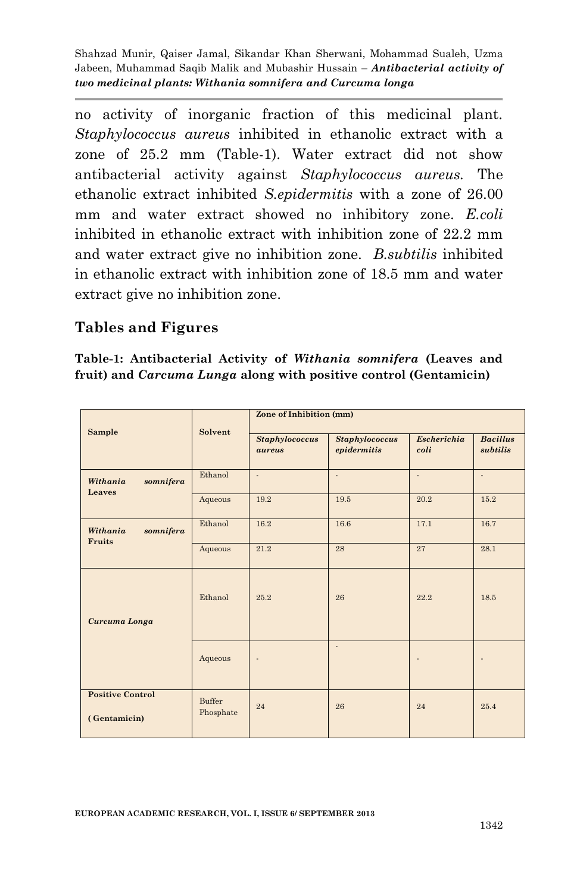no activity of inorganic fraction of this medicinal plant. *Staphylococcus aureus* inhibited in ethanolic extract with a zone of 25.2 mm (Table-1). Water extract did not show antibacterial activity against *Staphylococcus aureus.* The ethanolic extract inhibited *S.epidermitis* with a zone of 26.00 mm and water extract showed no inhibitory zone. *E.coli* inhibited in ethanolic extract with inhibition zone of 22.2 mm and water extract give no inhibition zone. *B.subtilis* inhibited in ethanolic extract with inhibition zone of 18.5 mm and water extract give no inhibition zone.

## Tables and Figures

**Table-1: Antibacterial Activity of *Withania somnifera* (Leaves and fruit) and *Carcuma Lunga* along with positive control (Gentamicin)**

| Sample | Solvent | Zone of Inhibition (mm) | | | |
|---|---|---|---|---|---|
| | | *Staphylococcus aureus* | *Staphylococcus epidermitis* | *Escherichia coli* | *Bacillus subtilis* |
| ***Withania somnifera* Leaves** | Ethanol | - | - | - | - |
| | Aqueous | 19.2 | 19.5 | 20.2 | 15.2 |
| ***Withania somnifera* Fruits** | Ethanol | 16.2 | 16.6 | 17.1 | 16.7 |
| | Aqueous | 21.2 | 28 | 27 | 28.1 |
| ***Curcuma Longa*** | Ethanol | 25.2 | 26 | 22.2 | 18.5 |
| | Aqueous | - | - | - | - |
| **Positive Control (Gentamicin)** | Buffer Phosphate | 24 | 26 | 24 | 25.4 |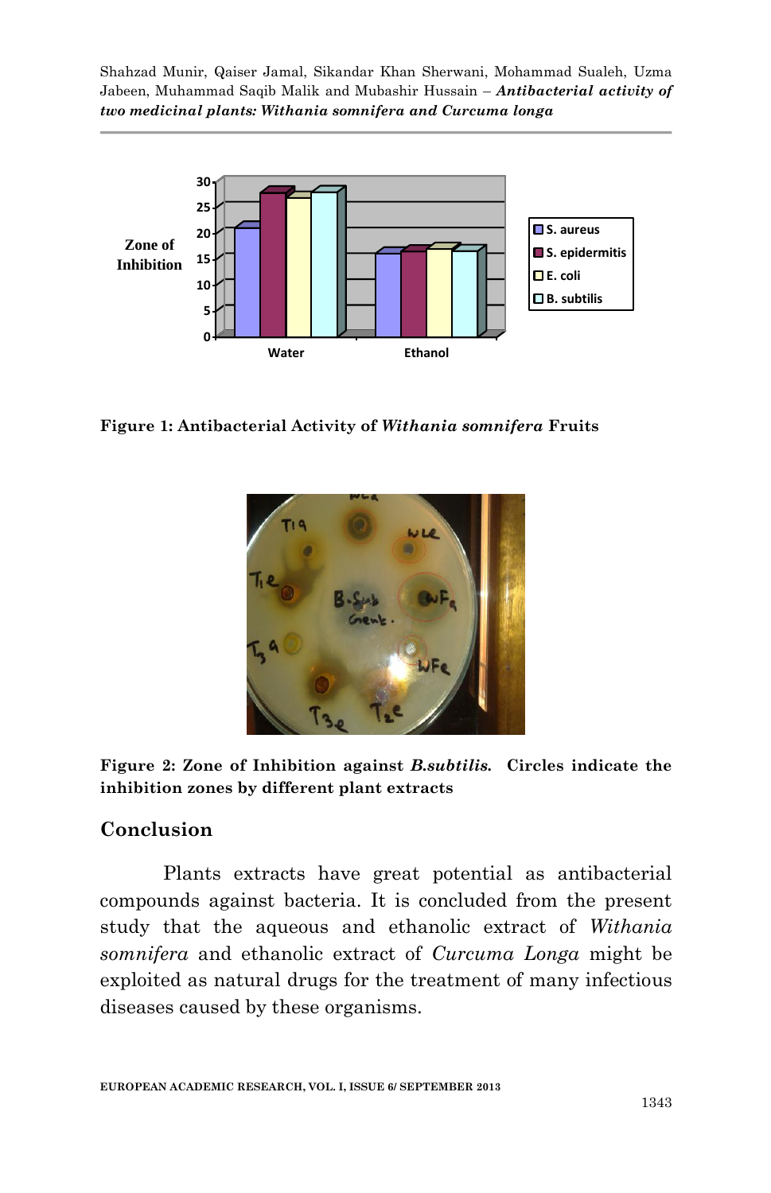Figure 1: Antibacterial Activity of *Withania somnifera* Fruits

Figure 2: Zone of Inhibition against *B.subtilis*. Circles indicate the inhibition zones by different plant extracts

## Conclusion

Plants extracts have great potential as antibacterial compounds against bacteria. It is concluded from the present study that the aqueous and ethanolic extract of *Withania somnifera* and ethanolic extract of *Curcuma Longa* might be exploited as natural drugs for the treatment of many infectious diseases caused by these organisms.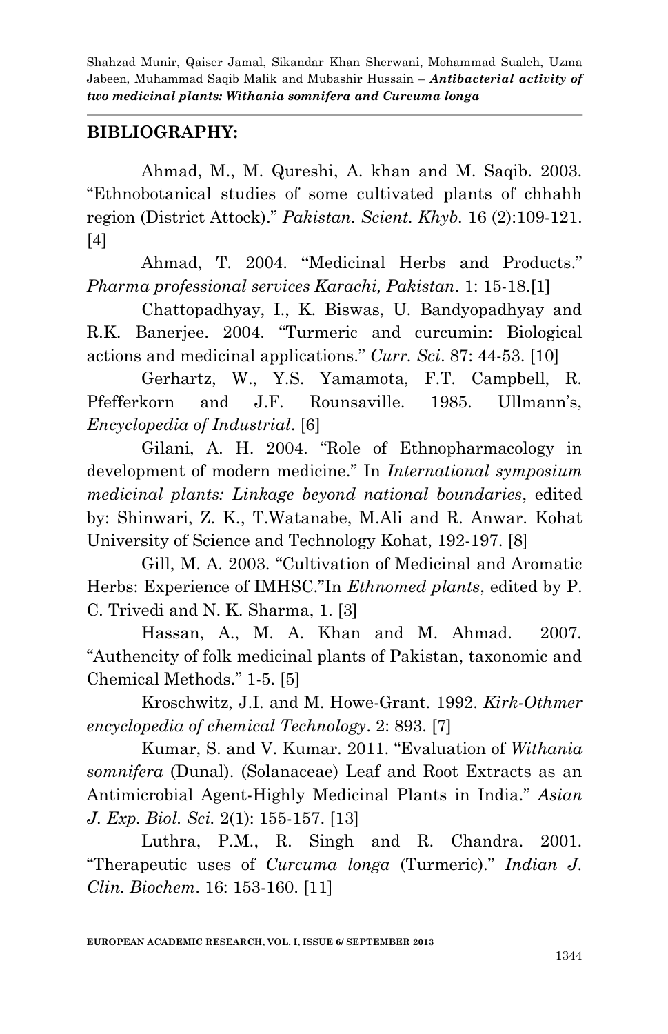## BIBLIOGRAPHY:

Ahmad, M., M. Qureshi, A. khan and M. Saqib. 2003. "Ethnobotanical studies of some cultivated plants of chhahh region (District Attock)." *Pakistan. Scient. Khyb.* 16 (2):109-121. [4]

Ahmad, T. 2004. "Medicinal Herbs and Products." *Pharma professional services Karachi, Pakistan*. 1: 15-18.[1]

Chattopadhyay, I., K. Biswas, U. Bandyopadhyay and R.K. Banerjee. 2004. "Turmeric and curcumin: Biological actions and medicinal applications." *Curr. Sci*. 87: 44-53. [10]

Gerhartz, W., Y.S. Yamamota, F.T. Campbell, R. Pfefferkorn and J.F. Rounsaville. 1985. Ullmann's, *Encyclopedia of Industrial*. [6]

Gilani, A. H. 2004. "Role of Ethnopharmacology in development of modern medicine." In *International symposium medicinal plants: Linkage beyond national boundaries*, edited by: Shinwari, Z. K., T.Watanabe, M.Ali and R. Anwar. Kohat University of Science and Technology Kohat, 192-197. [8]

Gill, M. A. 2003. "Cultivation of Medicinal and Aromatic Herbs: Experience of IMHSC."In *Ethnomed plants*, edited by P. C. Trivedi and N. K. Sharma, 1. [3]

Hassan, A., M. A. Khan and M. Ahmad. 2007. "Authencity of folk medicinal plants of Pakistan, taxonomic and Chemical Methods." 1-5. [5]

Kroschwitz, J.I. and M. Howe-Grant. 1992. *Kirk-Othmer encyclopedia of chemical Technology*. 2: 893. [7]

Kumar, S. and V. Kumar. 2011. "Evaluation of *Withania somnifera* (Dunal). (Solanaceae) Leaf and Root Extracts as an Antimicrobial Agent-Highly Medicinal Plants in India." *Asian J. Exp. Biol. Sci.* 2(1): 155-157. [13]

Luthra, P.M., R. Singh and R. Chandra. 2001. "Therapeutic uses of *Curcuma longa* (Turmeric)." *Indian J. Clin. Biochem*. 16: 153-160. [11]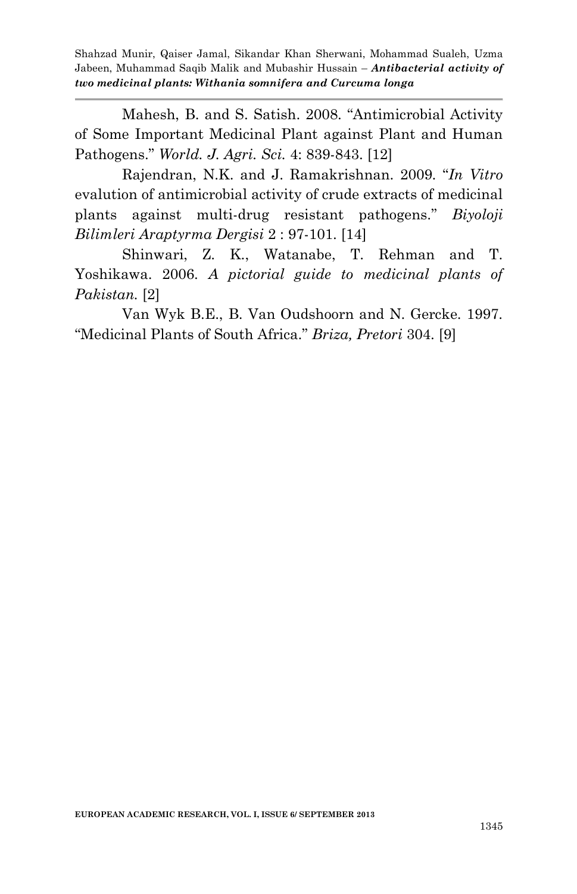Mahesh, B. and S. Satish. 2008. "Antimicrobial Activity of Some Important Medicinal Plant against Plant and Human Pathogens." *World. J. Agri. Sci.* 4: 839-843. [12]

Rajendran, N.K. and J. Ramakrishnan. 2009. "*In Vitro* evalution of antimicrobial activity of crude extracts of medicinal plants against multi-drug resistant pathogens." *Biyoloji Bilimleri Araptyrma Dergisi* 2 : 97-101. [14]

Shinwari, Z. K., Watanabe, T. Rehman and T. Yoshikawa. 2006. *A pictorial guide to medicinal plants of Pakistan.* [2]

Van Wyk B.E., B. Van Oudshoorn and N. Gercke. 1997. "Medicinal Plants of South Africa." *Briza, Pretori* 304. [9]